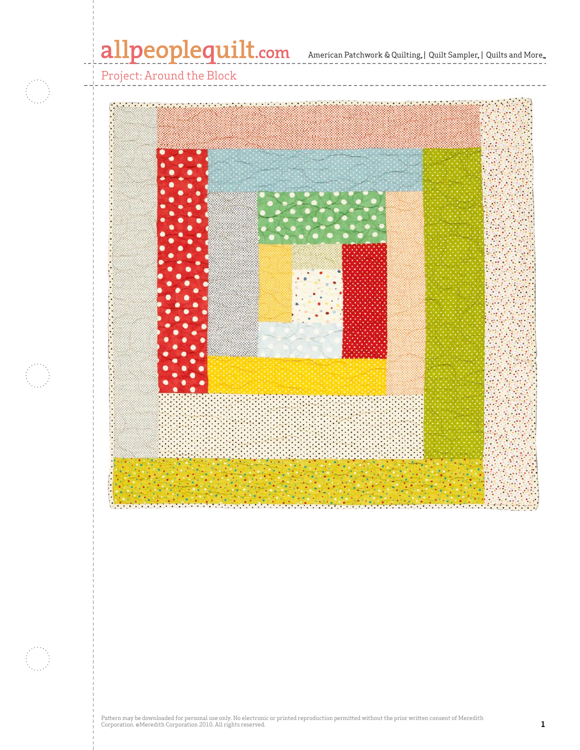# Project: Around the Block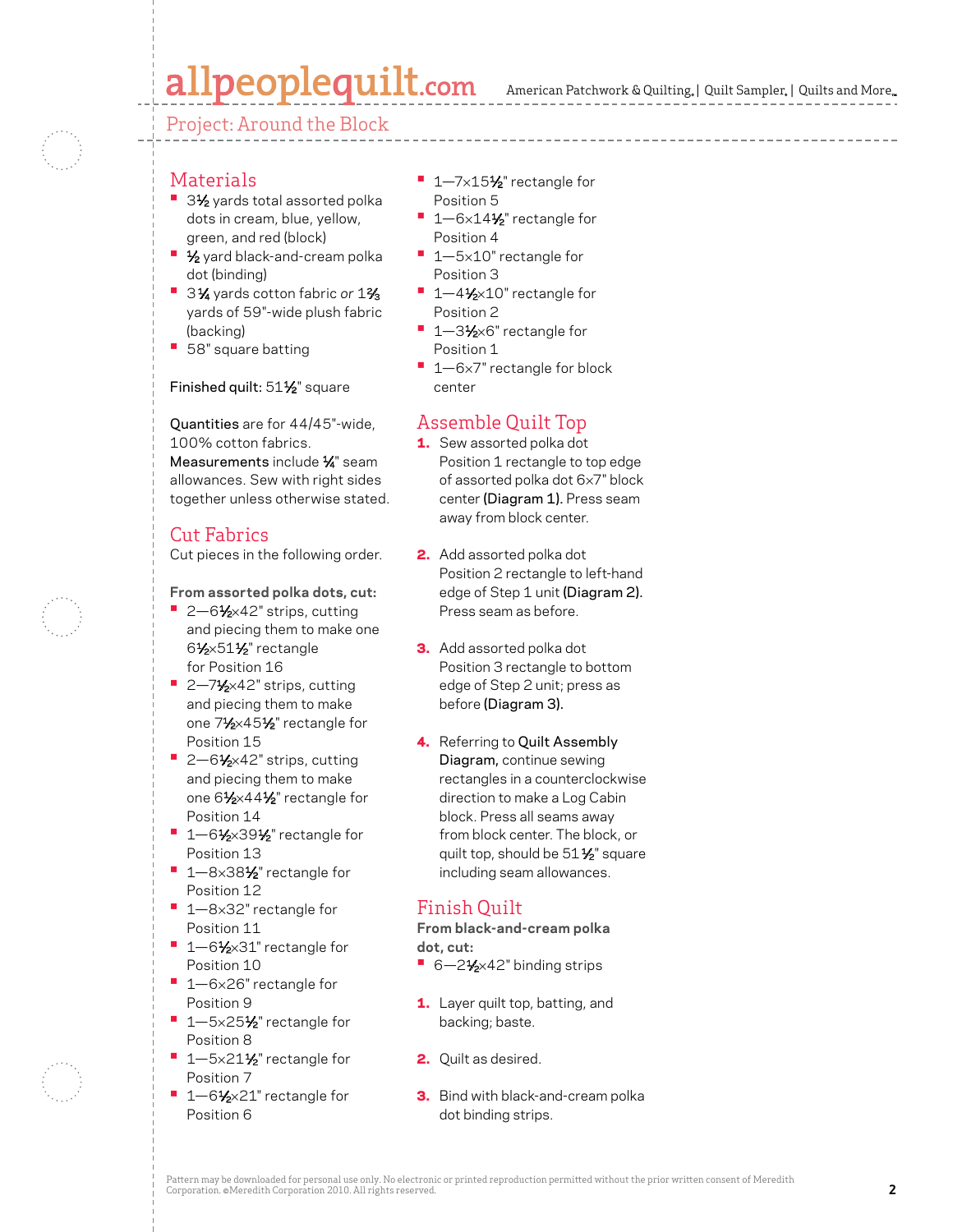## Project: Around the Block

## Materials

- 3½ yards total assorted polka dots in cream, blue, yellow, green, and red (block)
- ½ yard black-and-cream polka dot (binding)
- 3¼ yards cotton fabric *or* 1⅔ yards of 59"-wide plush fabric (backing)
- 58" square batting

**Finished quilt:** 51½" square

**Quantities** are for 44/45"-wide, 100% cotton fabrics.
**Measurements** include ¼" seam allowances. Sew with right sides together unless otherwise stated.

## Cut Fabrics

Cut pieces in the following order.

**From assorted polka dots, cut:**

- 2—6½×42" strips, cutting and piecing them to make one 6½×51½" rectangle for Position 16
- 2—7½×42" strips, cutting and piecing them to make one 7½×45½" rectangle for Position 15
- 2—6½×42" strips, cutting and piecing them to make one 6½×44½" rectangle for Position 14
- 1—6½×39½" rectangle for Position 13
- 1—8×38½" rectangle for Position 12
- 1—8×32" rectangle for Position 11
- 1—6½×31" rectangle for Position 10
- 1—6×26" rectangle for Position 9
- 1—5×25½" rectangle for Position 8
- 1—5×21½" rectangle for Position 7
- 1—6½×21" rectangle for Position 6
- 1—7×15½" rectangle for Position 5
- 1—6×14½" rectangle for Position 4
- 1—5×10" rectangle for Position 3
- 1—4½×10" rectangle for Position 2
- 1—3½×6" rectangle for Position 1
- 1—6×7" rectangle for block center

## Assemble Quilt Top

1. Sew assorted polka dot Position 1 rectangle to top edge of assorted polka dot 6×7" block center **(Diagram 1).** Press seam away from block center.

2. Add assorted polka dot Position 2 rectangle to left-hand edge of Step 1 unit **(Diagram 2).** Press seam as before.

3. Add assorted polka dot Position 3 rectangle to bottom edge of Step 2 unit; press as before **(Diagram 3).**

4. Referring to **Quilt Assembly Diagram,** continue sewing rectangles in a counterclockwise direction to make a Log Cabin block. Press all seams away from block center. The block, or quilt top, should be 51½" square including seam allowances.

## Finish Quilt

**From black-and-cream polka dot, cut:**

- 6—2½×42" binding strips

1. Layer quilt top, batting, and backing; baste.

2. Quilt as desired.

3. Bind with black-and-cream polka dot binding strips.

Pattern may be downloaded for personal use only. No electronic or printed reproduction permitted without the prior written consent of Meredith Corporation. ©Meredith Corporation 2010. All rights reserved.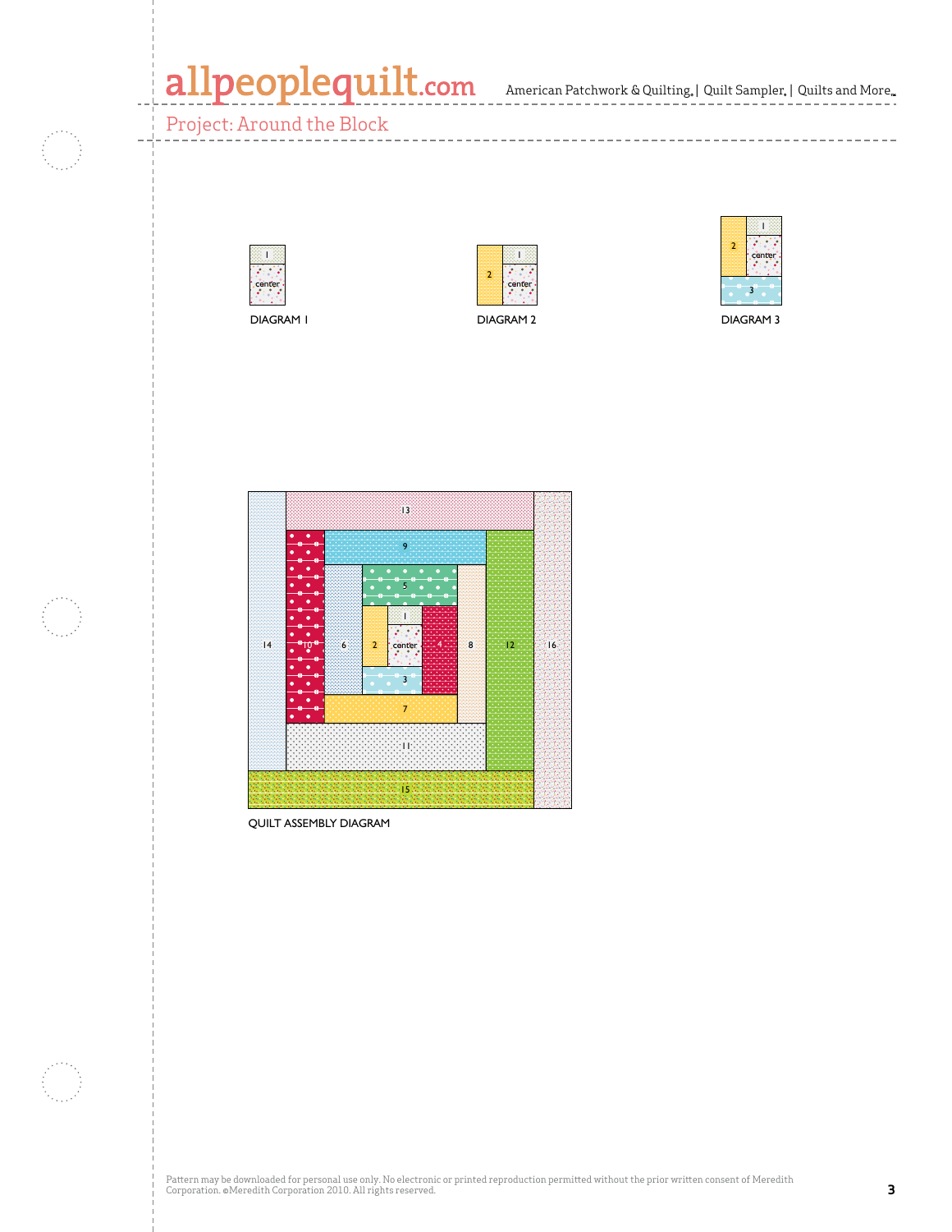Project: Around the Block

1

center

DIAGRAM 1

2

1

center

DIAGRAM 2

2

1

center

3

DIAGRAM 3

13

9

5

1

14

10

6

2

center

4

8

12

16

3

7

11

15

QUILT ASSEMBLY DIAGRAM

Pattern may be downloaded for personal use only. No electronic or printed reproduction permitted without the prior written consent of Meredith Corporation. ©Meredith Corporation 2010. All rights reserved.